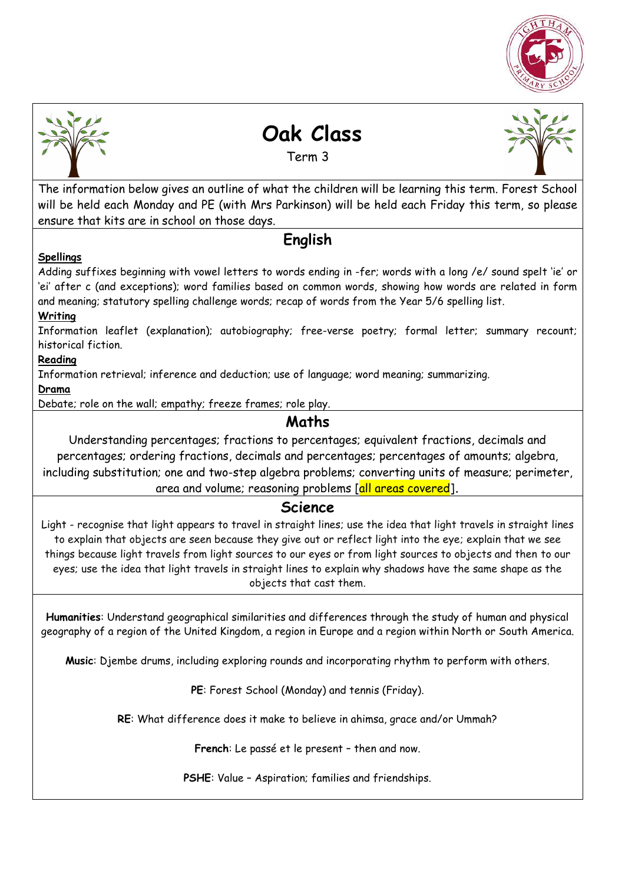# Oak Class

Term 3

The information below gives an outline of what the children will be learning this term. Forest School will be held each Monday and PE (with Mrs Parkinson) will be held each Friday this term, so please ensure that kits are in school on those days.

## English

**Spellings**

Adding suffixes beginning with vowel letters to words ending in -fer; words with a long /e/ sound spelt 'ie' or 'ei' after c (and exceptions); word families based on common words, showing how words are related in form and meaning; statutory spelling challenge words; recap of words from the Year 5/6 spelling list.

**Writing**

Information leaflet (explanation); autobiography; free-verse poetry; formal letter; summary recount; historical fiction.

**Reading**

Information retrieval; inference and deduction; use of language; word meaning; summarizing.

**Drama**

Debate; role on the wall; empathy; freeze frames; role play.

## Maths

Understanding percentages; fractions to percentages; equivalent fractions, decimals and percentages; ordering fractions, decimals and percentages; percentages of amounts; algebra, including substitution; one and two-step algebra problems; converting units of measure; perimeter, area and volume; reasoning problems [all areas covered].

## Science

Light - recognise that light appears to travel in straight lines; use the idea that light travels in straight lines to explain that objects are seen because they give out or reflect light into the eye; explain that we see things because light travels from light sources to our eyes or from light sources to objects and then to our eyes; use the idea that light travels in straight lines to explain why shadows have the same shape as the objects that cast them.

**Humanities**: Understand geographical similarities and differences through the study of human and physical geography of a region of the United Kingdom, a region in Europe and a region within North or South America.

**Music**: Djembe drums, including exploring rounds and incorporating rhythm to perform with others.

**PE**: Forest School (Monday) and tennis (Friday).

**RE**: What difference does it make to believe in ahimsa, grace and/or Ummah?

**French**: Le passé et le present – then and now.

**PSHE**: Value – Aspiration; families and friendships.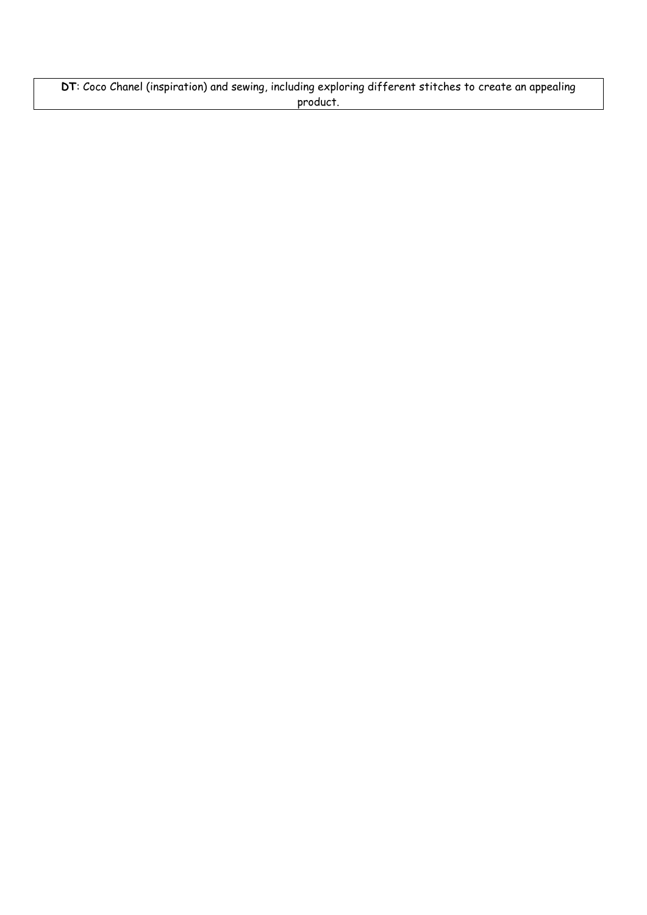**DT**: Coco Chanel (inspiration) and sewing, including exploring different stitches to create an appealing product.